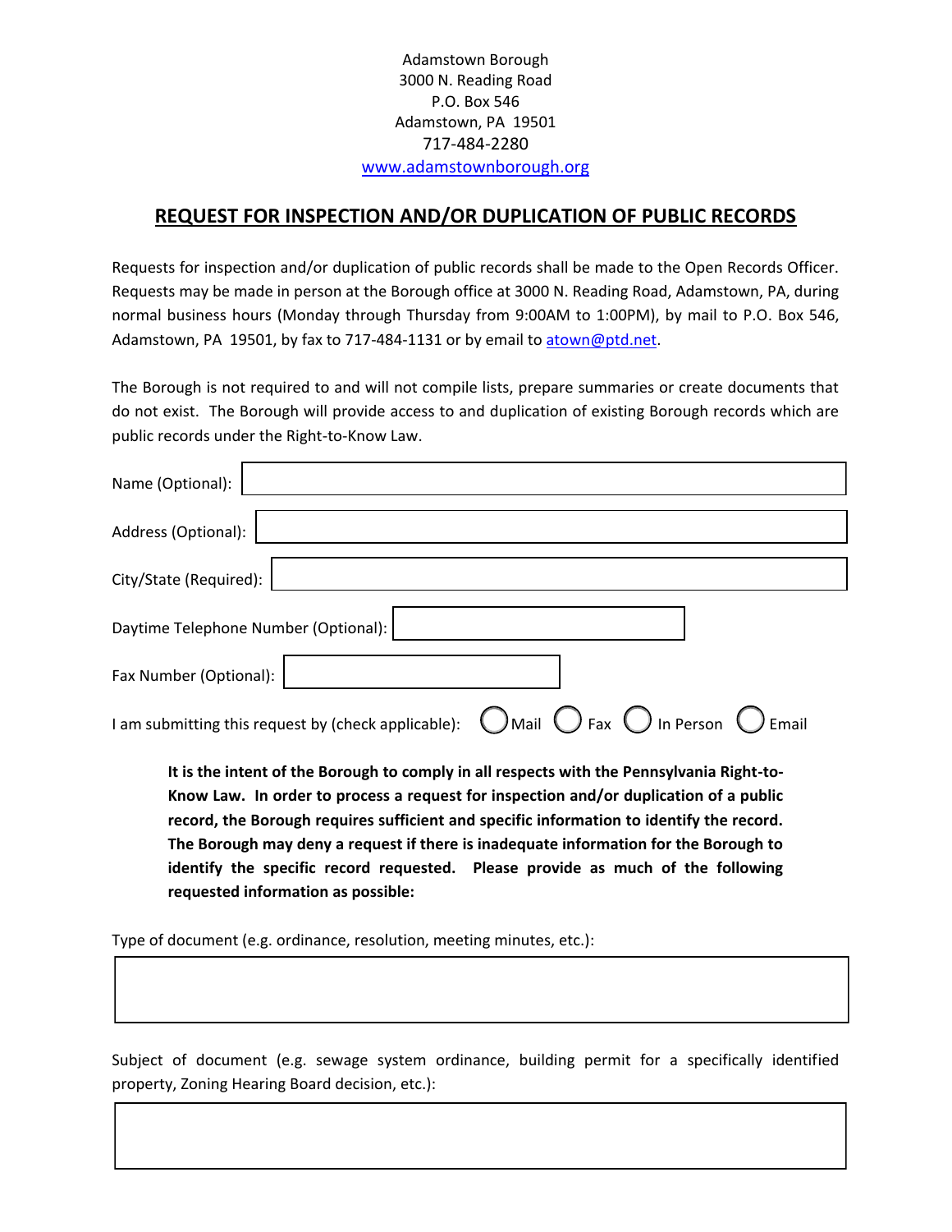Adamstown Borough
3000 N. Reading Road
P.O. Box 546
Adamstown, PA 19501
717-484-2280
www.adamstownborough.org

## REQUEST FOR INSPECTION AND/OR DUPLICATION OF PUBLIC RECORDS

Requests for inspection and/or duplication of public records shall be made to the Open Records Officer. Requests may be made in person at the Borough office at 3000 N. Reading Road, Adamstown, PA, during normal business hours (Monday through Thursday from 9:00AM to 1:00PM), by mail to P.O. Box 546, Adamstown, PA 19501, by fax to 717-484-1131 or by email to atown@ptd.net.

The Borough is not required to and will not compile lists, prepare summaries or create documents that do not exist. The Borough will provide access to and duplication of existing Borough records which are public records under the Right-to-Know Law.

Name (Optional): ____________________

Address (Optional): ____________________

City/State (Required): ____________________

Daytime Telephone Number (Optional): ____________________

Fax Number (Optional): ____________________

I am submitting this request by (check applicable): ◯ Mail ◯ Fax ◯ In Person ◯ Email

**It is the intent of the Borough to comply in all respects with the Pennsylvania Right-to-Know Law. In order to process a request for inspection and/or duplication of a public record, the Borough requires sufficient and specific information to identify the record. The Borough may deny a request if there is inadequate information for the Borough to identify the specific record requested. Please provide as much of the following requested information as possible:**

Type of document (e.g. ordinance, resolution, meeting minutes, etc.):

____________________

Subject of document (e.g. sewage system ordinance, building permit for a specifically identified property, Zoning Hearing Board decision, etc.):

____________________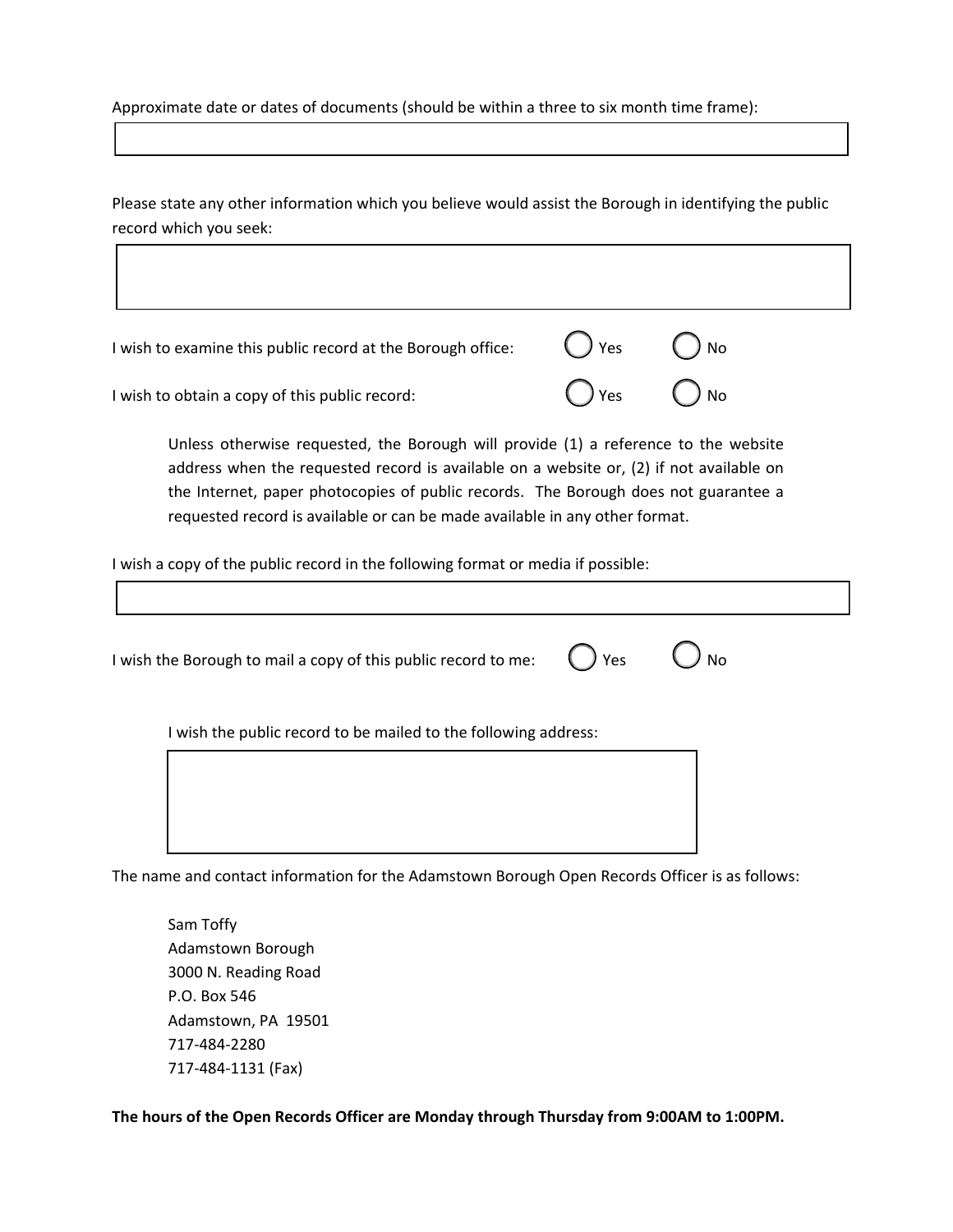Approximate date or dates of documents (should be within a three to six month time frame):

Please state any other information which you believe would assist the Borough in identifying the public record which you seek:

I wish to examine this public record at the Borough office: ◯ Yes ◯ No

I wish to obtain a copy of this public record: ◯ Yes ◯ No

Unless otherwise requested, the Borough will provide (1) a reference to the website address when the requested record is available on a website or, (2) if not available on the Internet, paper photocopies of public records. The Borough does not guarantee a requested record is available or can be made available in any other format.

I wish a copy of the public record in the following format or media if possible:

I wish the Borough to mail a copy of this public record to me: ◯ Yes ◯ No

I wish the public record to be mailed to the following address:

The name and contact information for the Adamstown Borough Open Records Officer is as follows:

Sam Toffy
Adamstown Borough
3000 N. Reading Road
P.O. Box 546
Adamstown, PA 19501
717-484-2280
717-484-1131 (Fax)

**The hours of the Open Records Officer are Monday through Thursday from 9:00AM to 1:00PM.**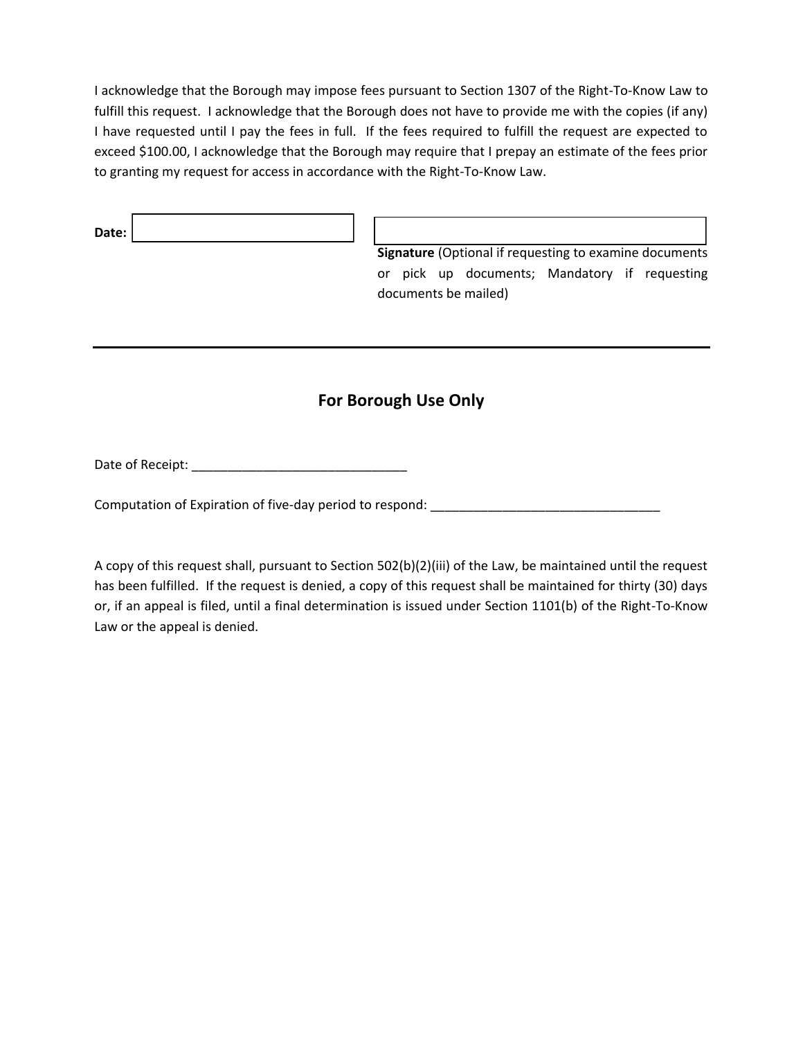I acknowledge that the Borough may impose fees pursuant to Section 1307 of the Right-To-Know Law to fulfill this request. I acknowledge that the Borough does not have to provide me with the copies (if any) I have requested until I pay the fees in full. If the fees required to fulfill the request are expected to exceed $100.00, I acknowledge that the Borough may require that I prepay an estimate of the fees prior to granting my request for access in accordance with the Right-To-Know Law.

**Date:** ____________________

____________________
**Signature** (Optional if requesting to examine documents or pick up documents; Mandatory if requesting documents be mailed)

---

## For Borough Use Only

Date of Receipt: _______________________________

Computation of Expiration of five-day period to respond: ________________________________

A copy of this request shall, pursuant to Section 502(b)(2)(iii) of the Law, be maintained until the request has been fulfilled. If the request is denied, a copy of this request shall be maintained for thirty (30) days or, if an appeal is filed, until a final determination is issued under Section 1101(b) of the Right-To-Know Law or the appeal is denied.